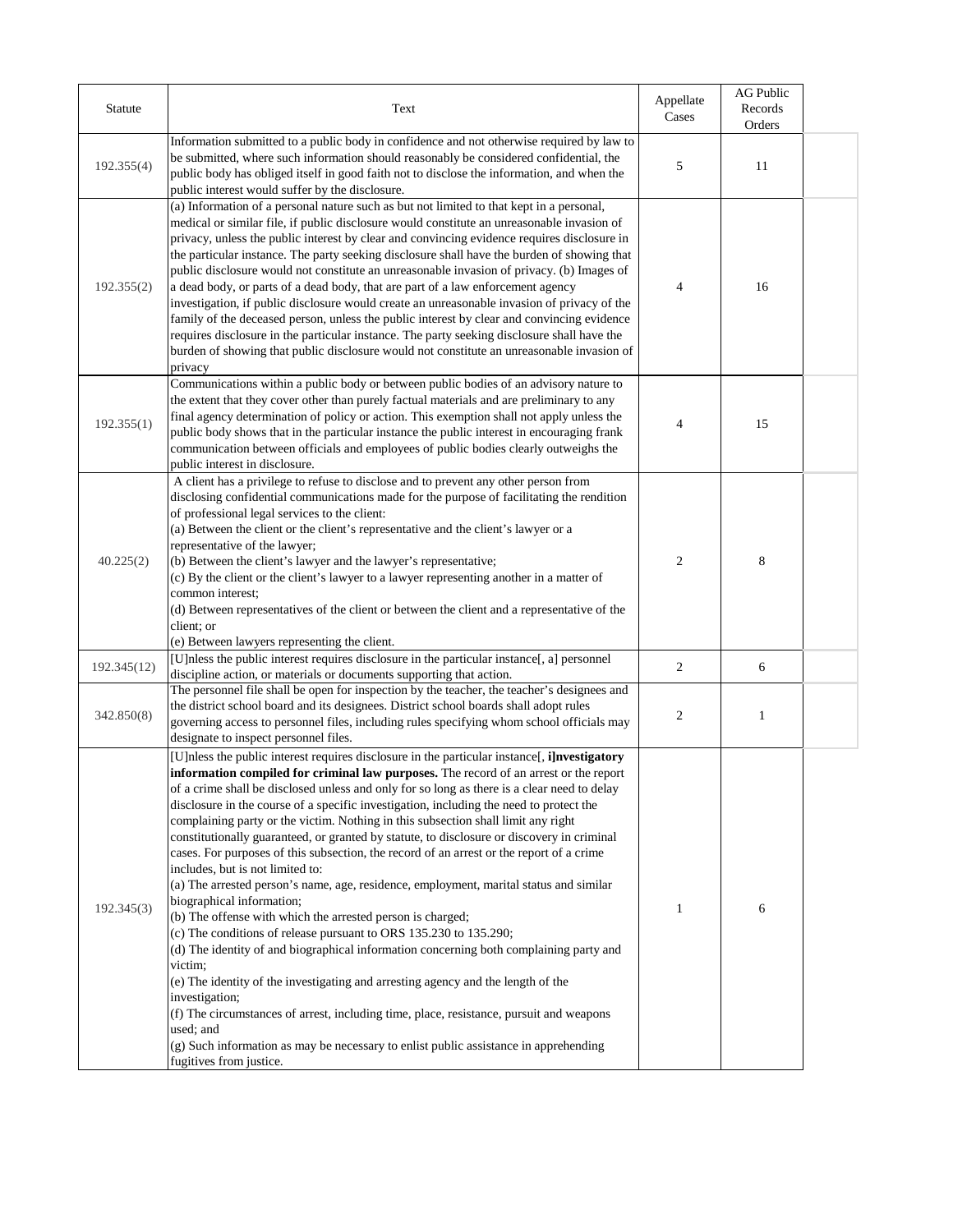| Statute | Text | Appellate Cases | AG Public Records Orders |
|---|---|---|---|
| 192.355(4) | Information submitted to a public body in confidence and not otherwise required by law to be submitted, where such information should reasonably be considered confidential, the public body has obliged itself in good faith not to disclose the information, and when the public interest would suffer by the disclosure. | 5 | 11 |
| 192.355(2) | (a) Information of a personal nature such as but not limited to that kept in a personal, medical or similar file, if public disclosure would constitute an unreasonable invasion of privacy, unless the public interest by clear and convincing evidence requires disclosure in the particular instance. The party seeking disclosure shall have the burden of showing that public disclosure would not constitute an unreasonable invasion of privacy. (b) Images of a dead body, or parts of a dead body, that are part of a law enforcement agency investigation, if public disclosure would create an unreasonable invasion of privacy of the family of the deceased person, unless the public interest by clear and convincing evidence requires disclosure in the particular instance. The party seeking disclosure shall have the burden of showing that public disclosure would not constitute an unreasonable invasion of privacy | 4 | 16 |
| 192.355(1) | Communications within a public body or between public bodies of an advisory nature to the extent that they cover other than purely factual materials and are preliminary to any final agency determination of policy or action. This exemption shall not apply unless the public body shows that in the particular instance the public interest in encouraging frank communication between officials and employees of public bodies clearly outweighs the public interest in disclosure. | 4 | 15 |
| 40.225(2) | A client has a privilege to refuse to disclose and to prevent any other person from disclosing confidential communications made for the purpose of facilitating the rendition of professional legal services to the client:<br>(a) Between the client or the client's representative and the client's lawyer or a representative of the lawyer;<br>(b) Between the client's lawyer and the lawyer's representative;<br>(c) By the client or the client's lawyer to a lawyer representing another in a matter of common interest;<br>(d) Between representatives of the client or between the client and a representative of the client; or<br>(e) Between lawyers representing the client. | 2 | 8 |
| 192.345(12) | [U]nless the public interest requires disclosure in the particular instance[, a] personnel discipline action, or materials or documents supporting that action. | 2 | 6 |
| 342.850(8) | The personnel file shall be open for inspection by the teacher, the teacher's designees and the district school board and its designees. District school boards shall adopt rules governing access to personnel files, including rules specifying whom school officials may designate to inspect personnel files. | 2 | 1 |
| 192.345(3) | [U]nless the public interest requires disclosure in the particular instance[, **i]nvestigatory information compiled for criminal law purposes.** The record of an arrest or the report of a crime shall be disclosed unless and only for so long as there is a clear need to delay disclosure in the course of a specific investigation, including the need to protect the complaining party or the victim. Nothing in this subsection shall limit any right constitutionally guaranteed, or granted by statute, to disclosure or discovery in criminal cases. For purposes of this subsection, the record of an arrest or the report of a crime includes, but is not limited to:<br>(a) The arrested person's name, age, residence, employment, marital status and similar biographical information;<br>(b) The offense with which the arrested person is charged;<br>(c) The conditions of release pursuant to ORS 135.230 to 135.290;<br>(d) The identity of and biographical information concerning both complaining party and victim;<br>(e) The identity of the investigating and arresting agency and the length of the investigation;<br>(f) The circumstances of arrest, including time, place, resistance, pursuit and weapons used; and<br>(g) Such information as may be necessary to enlist public assistance in apprehending fugitives from justice. | 1 | 6 |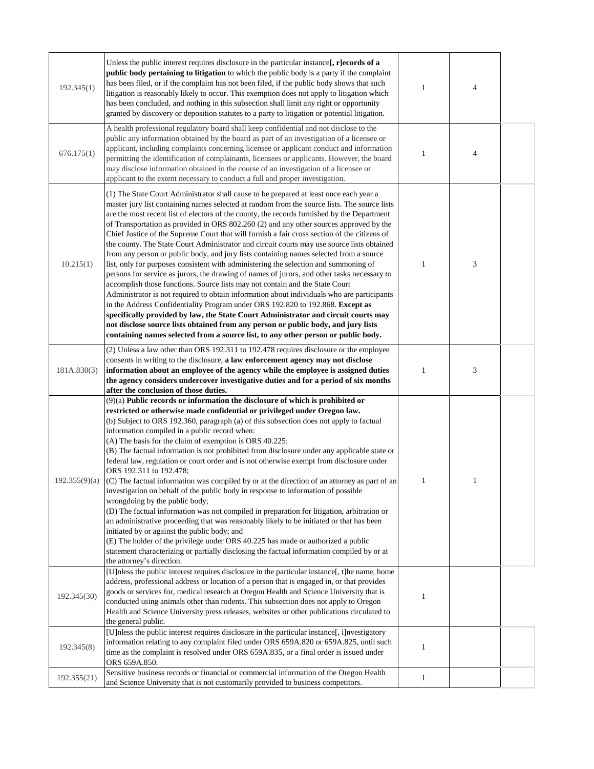| | | | | |
|---|---|---|---|---|
| 192.345(1) | Unless the public interest requires disclosure in the particular instance**[, r]ecords of a public body pertaining to litigation** to which the public body is a party if the complaint has been filed, or if the complaint has not been filed, if the public body shows that such litigation is reasonably likely to occur. This exemption does not apply to litigation which has been concluded, and nothing in this subsection shall limit any right or opportunity granted by discovery or deposition statutes to a party to litigation or potential litigation. | 1 | 4 | |
| 676.175(1) | A health professional regulatory board shall keep confidential and not disclose to the public any information obtained by the board as part of an investigation of a licensee or applicant, including complaints concerning licensee or applicant conduct and information permitting the identification of complainants, licensees or applicants. However, the board may disclose information obtained in the course of an investigation of a licensee or applicant to the extent necessary to conduct a full and proper investigation. | 1 | 4 | |
| 10.215(1) | (1) The State Court Administrator shall cause to be prepared at least once each year a master jury list containing names selected at random from the source lists. The source lists are the most recent list of electors of the county, the records furnished by the Department of Transportation as provided in ORS 802.260 (2) and any other sources approved by the Chief Justice of the Supreme Court that will furnish a fair cross section of the citizens of the county. The State Court Administrator and circuit courts may use source lists obtained from any person or public body, and jury lists containing names selected from a source list, only for purposes consistent with administering the selection and summoning of persons for service as jurors, the drawing of names of jurors, and other tasks necessary to accomplish those functions. Source lists may not contain and the State Court Administrator is not required to obtain information about individuals who are participants in the Address Confidentiality Program under ORS 192.820 to 192.868. **Except as specifically provided by law, the State Court Administrator and circuit courts may not disclose source lists obtained from any person or public body, and jury lists containing names selected from a source list, to any other person or public body.** | 1 | 3 | |
| 181A.830(3) | (2) Unless a law other than ORS 192.311 to 192.478 requires disclosure or the employee consents in writing to the disclosure, **a law enforcement agency may not disclose information about an employee of the agency while the employee is assigned duties the agency considers undercover investigative duties and for a period of six months after the conclusion of those duties.** | 1 | 3 | |
| 192.355(9)(a) | (9)(a) **Public records or information the disclosure of which is prohibited or restricted or otherwise made confidential or privileged under Oregon law.**<br>(b) Subject to ORS 192.360, paragraph (a) of this subsection does not apply to factual information compiled in a public record when:<br>(A) The basis for the claim of exemption is ORS 40.225;<br>(B) The factual information is not prohibited from disclosure under any applicable state or federal law, regulation or court order and is not otherwise exempt from disclosure under ORS 192.311 to 192.478;<br>(C) The factual information was compiled by or at the direction of an attorney as part of an investigation on behalf of the public body in response to information of possible wrongdoing by the public body;<br>(D) The factual information was not compiled in preparation for litigation, arbitration or an administrative proceeding that was reasonably likely to be initiated or that has been initiated by or against the public body; and<br>(E) The holder of the privilege under ORS 40.225 has made or authorized a public statement characterizing or partially disclosing the factual information compiled by or at the attorney's direction. | 1 | 1 | |
| 192.345(30) | [U]nless the public interest requires disclosure in the particular instance[, t]he name, home address, professional address or location of a person that is engaged in, or that provides goods or services for, medical research at Oregon Health and Science University that is conducted using animals other than rodents. This subsection does not apply to Oregon Health and Science University press releases, websites or other publications circulated to the general public. | 1 | | |
| 192.345(8) | [U]nless the public interest requires disclosure in the particular instance[, i]nvestigatory information relating to any complaint filed under ORS 659A.820 or 659A.825, until such time as the complaint is resolved under ORS 659A.835, or a final order is issued under ORS 659A.850. | 1 | | |
| 192.355(21) | Sensitive business records or financial or commercial information of the Oregon Health and Science University that is not customarily provided to business competitors. | 1 | | |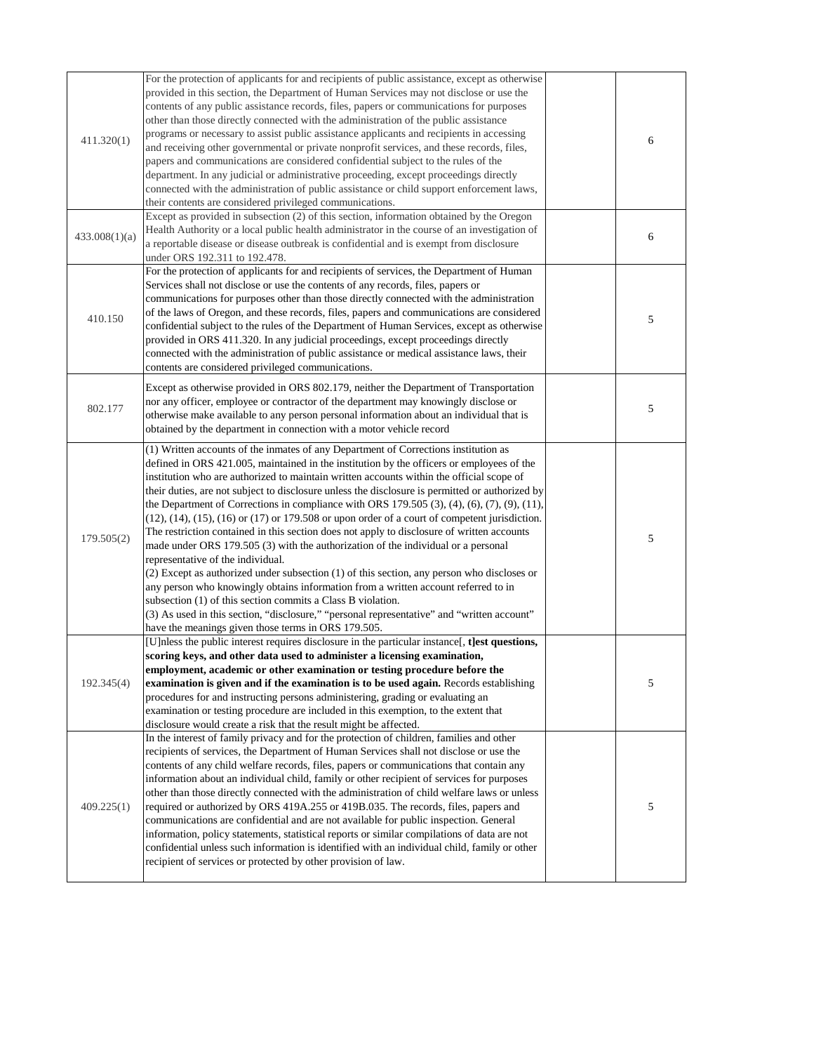| | | | |
|---|---|---|---|
| 411.320(1) | For the protection of applicants for and recipients of public assistance, except as otherwise provided in this section, the Department of Human Services may not disclose or use the contents of any public assistance records, files, papers or communications for purposes other than those directly connected with the administration of the public assistance programs or necessary to assist public assistance applicants and recipients in accessing and receiving other governmental or private nonprofit services, and these records, files, papers and communications are considered confidential subject to the rules of the department. In any judicial or administrative proceeding, except proceedings directly connected with the administration of public assistance or child support enforcement laws, their contents are considered privileged communications. | | 6 |
| 433.008(1)(a) | Except as provided in subsection (2) of this section, information obtained by the Oregon Health Authority or a local public health administrator in the course of an investigation of a reportable disease or disease outbreak is confidential and is exempt from disclosure under ORS 192.311 to 192.478. | | 6 |
| 410.150 | For the protection of applicants for and recipients of services, the Department of Human Services shall not disclose or use the contents of any records, files, papers or communications for purposes other than those directly connected with the administration of the laws of Oregon, and these records, files, papers and communications are considered confidential subject to the rules of the Department of Human Services, except as otherwise provided in ORS 411.320. In any judicial proceedings, except proceedings directly connected with the administration of public assistance or medical assistance laws, their contents are considered privileged communications. | | 5 |
| 802.177 | Except as otherwise provided in ORS 802.179, neither the Department of Transportation nor any officer, employee or contractor of the department may knowingly disclose or otherwise make available to any person personal information about an individual that is obtained by the department in connection with a motor vehicle record | | 5 |
| 179.505(2) | (1) Written accounts of the inmates of any Department of Corrections institution as defined in ORS 421.005, maintained in the institution by the officers or employees of the institution who are authorized to maintain written accounts within the official scope of their duties, are not subject to disclosure unless the disclosure is permitted or authorized by the Department of Corrections in compliance with ORS 179.505 (3), (4), (6), (7), (9), (11), (12), (14), (15), (16) or (17) or 179.508 or upon order of a court of competent jurisdiction. The restriction contained in this section does not apply to disclosure of written accounts made under ORS 179.505 (3) with the authorization of the individual or a personal representative of the individual.<br>(2) Except as authorized under subsection (1) of this section, any person who discloses or any person who knowingly obtains information from a written account referred to in subsection (1) of this section commits a Class B violation.<br>(3) As used in this section, "disclosure," "personal representative" and "written account" have the meanings given those terms in ORS 179.505. | | 5 |
| 192.345(4) | [U]nless the public interest requires disclosure in the particular instance[, **t]est questions, scoring keys, and other data used to administer a licensing examination, employment, academic or other examination or testing procedure before the examination is given and if the examination is to be used again.** Records establishing procedures for and instructing persons administering, grading or evaluating an examination or testing procedure are included in this exemption, to the extent that disclosure would create a risk that the result might be affected. | | 5 |
| 409.225(1) | In the interest of family privacy and for the protection of children, families and other recipients of services, the Department of Human Services shall not disclose or use the contents of any child welfare records, files, papers or communications that contain any information about an individual child, family or other recipient of services for purposes other than those directly connected with the administration of child welfare laws or unless required or authorized by ORS 419A.255 or 419B.035. The records, files, papers and communications are confidential and are not available for public inspection. General information, policy statements, statistical reports or similar compilations of data are not confidential unless such information is identified with an individual child, family or other recipient of services or protected by other provision of law. | | 5 |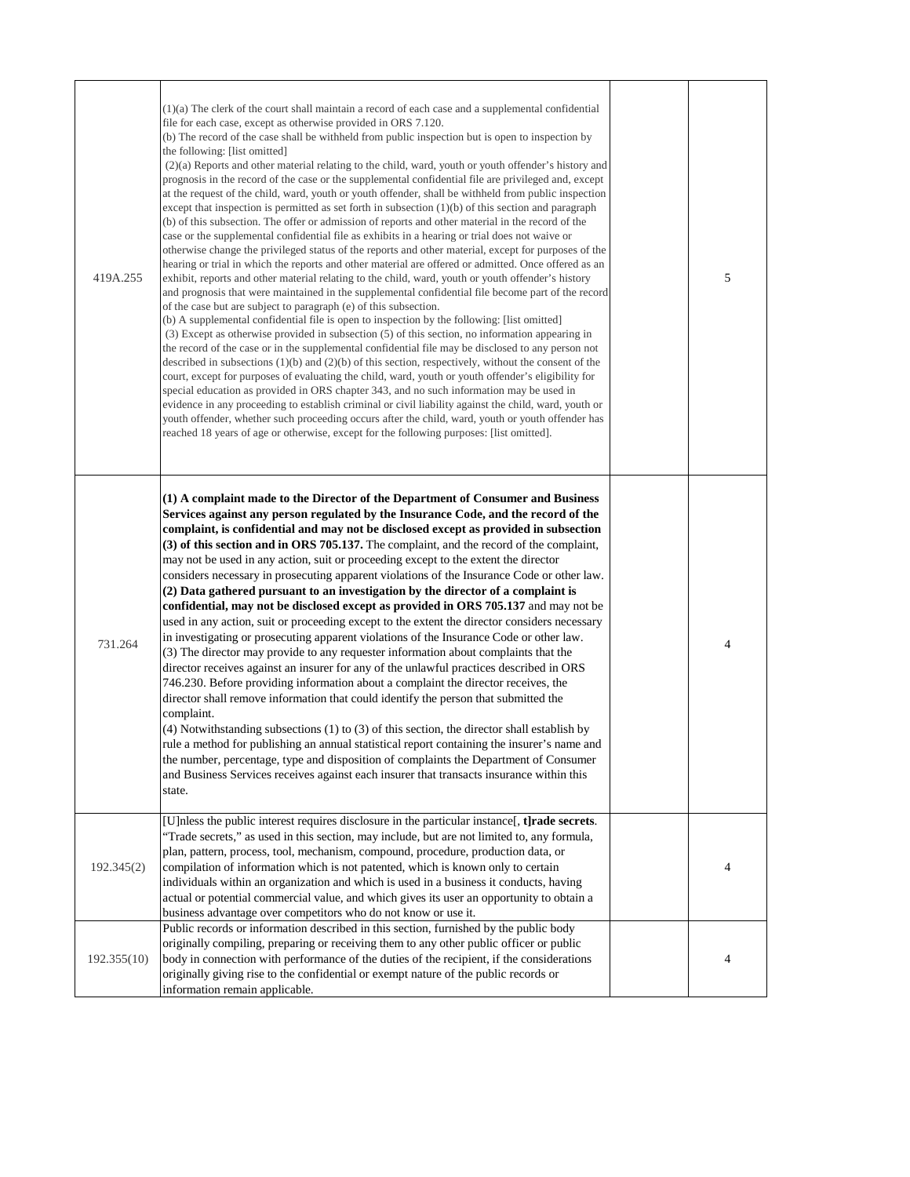| | | | |
|---|---|---|---|
| 419A.255 | (1)(a) The clerk of the court shall maintain a record of each case and a supplemental confidential file for each case, except as otherwise provided in ORS 7.120.<br>(b) The record of the case shall be withheld from public inspection but is open to inspection by the following: [list omitted]<br>(2)(a) Reports and other material relating to the child, ward, youth or youth offender's history and prognosis in the record of the case or the supplemental confidential file are privileged and, except at the request of the child, ward, youth or youth offender, shall be withheld from public inspection except that inspection is permitted as set forth in subsection (1)(b) of this section and paragraph (b) of this subsection. The offer or admission of reports and other material in the record of the case or the supplemental confidential file as exhibits in a hearing or trial does not waive or otherwise change the privileged status of the reports and other material, except for purposes of the hearing or trial in which the reports and other material are offered or admitted. Once offered as an exhibit, reports and other material relating to the child, ward, youth or youth offender's history and prognosis that were maintained in the supplemental confidential file become part of the record of the case but are subject to paragraph (e) of this subsection.<br>(b) A supplemental confidential file is open to inspection by the following: [list omitted]<br>(3) Except as otherwise provided in subsection (5) of this section, no information appearing in the record of the case or in the supplemental confidential file may be disclosed to any person not described in subsections (1)(b) and (2)(b) of this section, respectively, without the consent of the court, except for purposes of evaluating the child, ward, youth or youth offender's eligibility for special education as provided in ORS chapter 343, and no such information may be used in evidence in any proceeding to establish criminal or civil liability against the child, ward, youth or youth offender, whether such proceeding occurs after the child, ward, youth or youth offender has reached 18 years of age or otherwise, except for the following purposes: [list omitted]. | | 5 |
| 731.264 | **(1) A complaint made to the Director of the Department of Consumer and Business Services against any person regulated by the Insurance Code, and the record of the complaint, is confidential and may not be disclosed except as provided in subsection (3) of this section and in ORS 705.137.** The complaint, and the record of the complaint, may not be used in any action, suit or proceeding except to the extent the director considers necessary in prosecuting apparent violations of the Insurance Code or other law.<br>**(2) Data gathered pursuant to an investigation by the director of a complaint is confidential, may not be disclosed except as provided in ORS 705.137** and may not be used in any action, suit or proceeding except to the extent the director considers necessary in investigating or prosecuting apparent violations of the Insurance Code or other law.<br>(3) The director may provide to any requester information about complaints that the director receives against an insurer for any of the unlawful practices described in ORS 746.230. Before providing information about a complaint the director receives, the director shall remove information that could identify the person that submitted the complaint.<br>(4) Notwithstanding subsections (1) to (3) of this section, the director shall establish by rule a method for publishing an annual statistical report containing the insurer's name and the number, percentage, type and disposition of complaints the Department of Consumer and Business Services receives against each insurer that transacts insurance within this state. | | 4 |
| 192.345(2) | [U]nless the public interest requires disclosure in the particular instance[, **t]rade secrets**. "Trade secrets," as used in this section, may include, but are not limited to, any formula, plan, pattern, process, tool, mechanism, compound, procedure, production data, or compilation of information which is not patented, which is known only to certain individuals within an organization and which is used in a business it conducts, having actual or potential commercial value, and which gives its user an opportunity to obtain a business advantage over competitors who do not know or use it. | | 4 |
| 192.355(10) | Public records or information described in this section, furnished by the public body originally compiling, preparing or receiving them to any other public officer or public body in connection with performance of the duties of the recipient, if the considerations originally giving rise to the confidential or exempt nature of the public records or information remain applicable. | | 4 |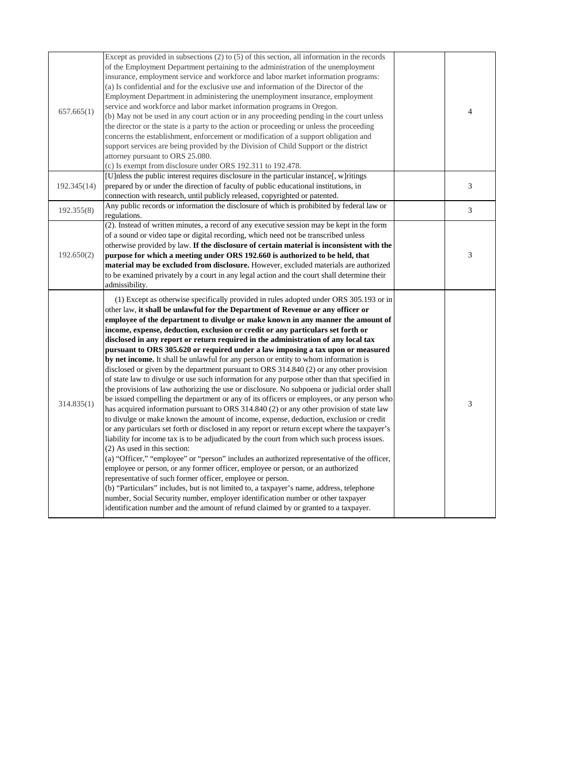| | | | |
|---|---|---|---|
| 657.665(1) | Except as provided in subsections (2) to (5) of this section, all information in the records of the Employment Department pertaining to the administration of the unemployment insurance, employment service and workforce and labor market information programs:<br>(a) Is confidential and for the exclusive use and information of the Director of the Employment Department in administering the unemployment insurance, employment service and workforce and labor market information programs in Oregon.<br>(b) May not be used in any court action or in any proceeding pending in the court unless the director or the state is a party to the action or proceeding or unless the proceeding concerns the establishment, enforcement or modification of a support obligation and support services are being provided by the Division of Child Support or the district attorney pursuant to ORS 25.080.<br>(c) Is exempt from disclosure under ORS 192.311 to 192.478. | | 4 |
| 192.345(14) | [U]nless the public interest requires disclosure in the particular instance[, w]ritings prepared by or under the direction of faculty of public educational institutions, in connection with research, until publicly released, copyrighted or patented. | | 3 |
| 192.355(8) | Any public records or information the disclosure of which is prohibited by federal law or regulations. | | 3 |
| 192.650(2) | (2). Instead of written minutes, a record of any executive session may be kept in the form of a sound or video tape or digital recording, which need not be transcribed unless otherwise provided by law. **If the disclosure of certain material is inconsistent with the purpose for which a meeting under ORS 192.660 is authorized to be held, that material may be excluded from disclosure.** However, excluded materials are authorized to be examined privately by a court in any legal action and the court shall determine their admissibility. | | 3 |
| 314.835(1) | (1) Except as otherwise specifically provided in rules adopted under ORS 305.193 or in other law, **it shall be unlawful for the Department of Revenue or any officer or employee of the department to divulge or make known in any manner the amount of income, expense, deduction, exclusion or credit or any particulars set forth or disclosed in any report or return required in the administration of any local tax pursuant to ORS 305.620 or required under a law imposing a tax upon or measured by net income.** It shall be unlawful for any person or entity to whom information is disclosed or given by the department pursuant to ORS 314.840 (2) or any other provision of state law to divulge or use such information for any purpose other than that specified in the provisions of law authorizing the use or disclosure. No subpoena or judicial order shall be issued compelling the department or any of its officers or employees, or any person who has acquired information pursuant to ORS 314.840 (2) or any other provision of state law to divulge or make known the amount of income, expense, deduction, exclusion or credit or any particulars set forth or disclosed in any report or return except where the taxpayer's liability for income tax is to be adjudicated by the court from which such process issues.<br>(2) As used in this section:<br>(a) "Officer," "employee" or "person" includes an authorized representative of the officer, employee or person, or any former officer, employee or person, or an authorized representative of such former officer, employee or person.<br>(b) "Particulars" includes, but is not limited to, a taxpayer's name, address, telephone number, Social Security number, employer identification number or other taxpayer identification number and the amount of refund claimed by or granted to a taxpayer. | | 3 |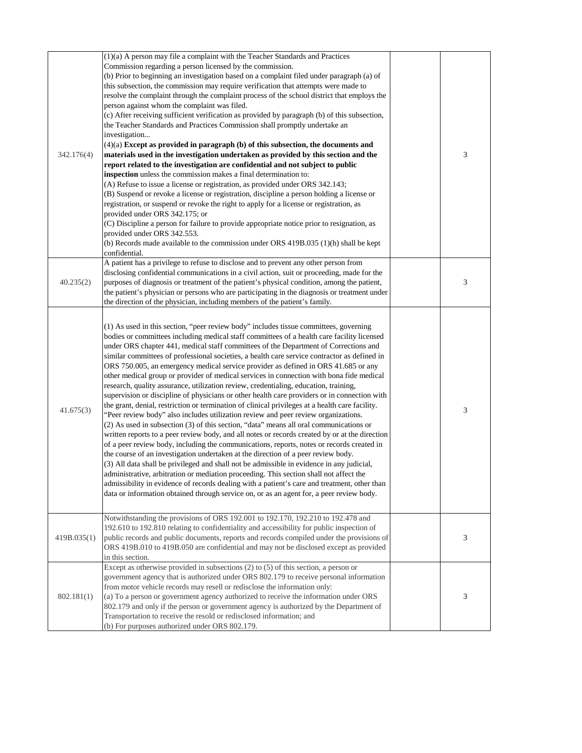| | | | |
|---|---|---|---|
| 342.176(4) | (1)(a) A person may file a complaint with the Teacher Standards and Practices Commission regarding a person licensed by the commission.<br>(b) Prior to beginning an investigation based on a complaint filed under paragraph (a) of this subsection, the commission may require verification that attempts were made to resolve the complaint through the complaint process of the school district that employs the person against whom the complaint was filed.<br>(c) After receiving sufficient verification as provided by paragraph (b) of this subsection, the Teacher Standards and Practices Commission shall promptly undertake an investigation...<br>(4)(a) **Except as provided in paragraph (b) of this subsection, the documents and materials used in the investigation undertaken as provided by this section and the report related to the investigation are confidential and not subject to public inspection** unless the commission makes a final determination to:<br>(A) Refuse to issue a license or registration, as provided under ORS 342.143;<br>(B) Suspend or revoke a license or registration, discipline a person holding a license or registration, or suspend or revoke the right to apply for a license or registration, as provided under ORS 342.175; or<br>(C) Discipline a person for failure to provide appropriate notice prior to resignation, as provided under ORS 342.553.<br>(b) Records made available to the commission under ORS 419B.035 (1)(h) shall be kept confidential. | | 3 |
| 40.235(2) | A patient has a privilege to refuse to disclose and to prevent any other person from disclosing confidential communications in a civil action, suit or proceeding, made for the purposes of diagnosis or treatment of the patient's physical condition, among the patient, the patient's physician or persons who are participating in the diagnosis or treatment under the direction of the physician, including members of the patient's family. | | 3 |
| 41.675(3) | (1) As used in this section, "peer review body" includes tissue committees, governing bodies or committees including medical staff committees of a health care facility licensed under ORS chapter 441, medical staff committees of the Department of Corrections and similar committees of professional societies, a health care service contractor as defined in ORS 750.005, an emergency medical service provider as defined in ORS 41.685 or any other medical group or provider of medical services in connection with bona fide medical research, quality assurance, utilization review, credentialing, education, training, supervision or discipline of physicians or other health care providers or in connection with the grant, denial, restriction or termination of clinical privileges at a health care facility. "Peer review body" also includes utilization review and peer review organizations.<br>(2) As used in subsection (3) of this section, "data" means all oral communications or written reports to a peer review body, and all notes or records created by or at the direction of a peer review body, including the communications, reports, notes or records created in the course of an investigation undertaken at the direction of a peer review body.<br>(3) All data shall be privileged and shall not be admissible in evidence in any judicial, administrative, arbitration or mediation proceeding. This section shall not affect the admissibility in evidence of records dealing with a patient's care and treatment, other than data or information obtained through service on, or as an agent for, a peer review body. | | 3 |
| 419B.035(1) | Notwithstanding the provisions of ORS 192.001 to 192.170, 192.210 to 192.478 and 192.610 to 192.810 relating to confidentiality and accessibility for public inspection of public records and public documents, reports and records compiled under the provisions of ORS 419B.010 to 419B.050 are confidential and may not be disclosed except as provided in this section. | | 3 |
| 802.181(1) | Except as otherwise provided in subsections (2) to (5) of this section, a person or government agency that is authorized under ORS 802.179 to receive personal information from motor vehicle records may resell or redisclose the information only:<br>(a) To a person or government agency authorized to receive the information under ORS 802.179 and only if the person or government agency is authorized by the Department of Transportation to receive the resold or redisclosed information; and<br>(b) For purposes authorized under ORS 802.179. | | 3 |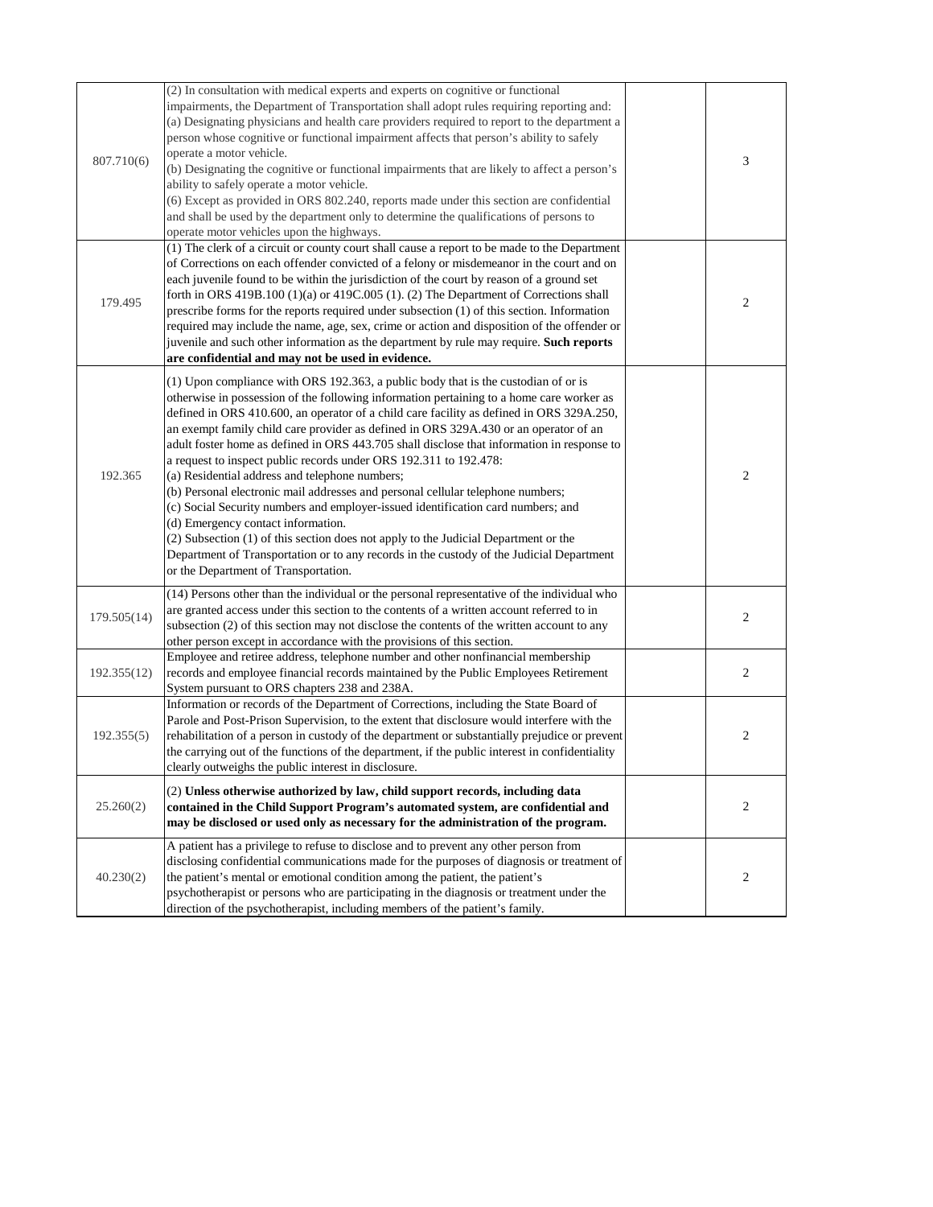| | | | |
|---|---|---|---|
| 807.710(6) | (2) In consultation with medical experts and experts on cognitive or functional impairments, the Department of Transportation shall adopt rules requiring reporting and: (a) Designating physicians and health care providers required to report to the department a person whose cognitive or functional impairment affects that person's ability to safely operate a motor vehicle. (b) Designating the cognitive or functional impairments that are likely to affect a person's ability to safely operate a motor vehicle. (6) Except as provided in ORS 802.240, reports made under this section are confidential and shall be used by the department only to determine the qualifications of persons to operate motor vehicles upon the highways. | | 3 |
| 179.495 | (1) The clerk of a circuit or county court shall cause a report to be made to the Department of Corrections on each offender convicted of a felony or misdemeanor in the court and on each juvenile found to be within the jurisdiction of the court by reason of a ground set forth in ORS 419B.100 (1)(a) or 419C.005 (1). (2) The Department of Corrections shall prescribe forms for the reports required under subsection (1) of this section. Information required may include the name, age, sex, crime or action and disposition of the offender or juvenile and such other information as the department by rule may require. **Such reports are confidential and may not be used in evidence.** | | 2 |
| 192.365 | (1) Upon compliance with ORS 192.363, a public body that is the custodian of or is otherwise in possession of the following information pertaining to a home care worker as defined in ORS 410.600, an operator of a child care facility as defined in ORS 329A.250, an exempt family child care provider as defined in ORS 329A.430 or an operator of an adult foster home as defined in ORS 443.705 shall disclose that information in response to a request to inspect public records under ORS 192.311 to 192.478: (a) Residential address and telephone numbers; (b) Personal electronic mail addresses and personal cellular telephone numbers; (c) Social Security numbers and employer-issued identification card numbers; and (d) Emergency contact information. (2) Subsection (1) of this section does not apply to the Judicial Department or the Department of Transportation or to any records in the custody of the Judicial Department or the Department of Transportation. | | 2 |
| 179.505(14) | (14) Persons other than the individual or the personal representative of the individual who are granted access under this section to the contents of a written account referred to in subsection (2) of this section may not disclose the contents of the written account to any other person except in accordance with the provisions of this section. | | 2 |
| 192.355(12) | Employee and retiree address, telephone number and other nonfinancial membership records and employee financial records maintained by the Public Employees Retirement System pursuant to ORS chapters 238 and 238A. | | 2 |
| 192.355(5) | Information or records of the Department of Corrections, including the State Board of Parole and Post-Prison Supervision, to the extent that disclosure would interfere with the rehabilitation of a person in custody of the department or substantially prejudice or prevent the carrying out of the functions of the department, if the public interest in confidentiality clearly outweighs the public interest in disclosure. | | 2 |
| 25.260(2) | (2) **Unless otherwise authorized by law, child support records, including data contained in the Child Support Program's automated system, are confidential and may be disclosed or used only as necessary for the administration of the program.** | | 2 |
| 40.230(2) | A patient has a privilege to refuse to disclose and to prevent any other person from disclosing confidential communications made for the purposes of diagnosis or treatment of the patient's mental or emotional condition among the patient, the patient's psychotherapist or persons who are participating in the diagnosis or treatment under the direction of the psychotherapist, including members of the patient's family. | | 2 |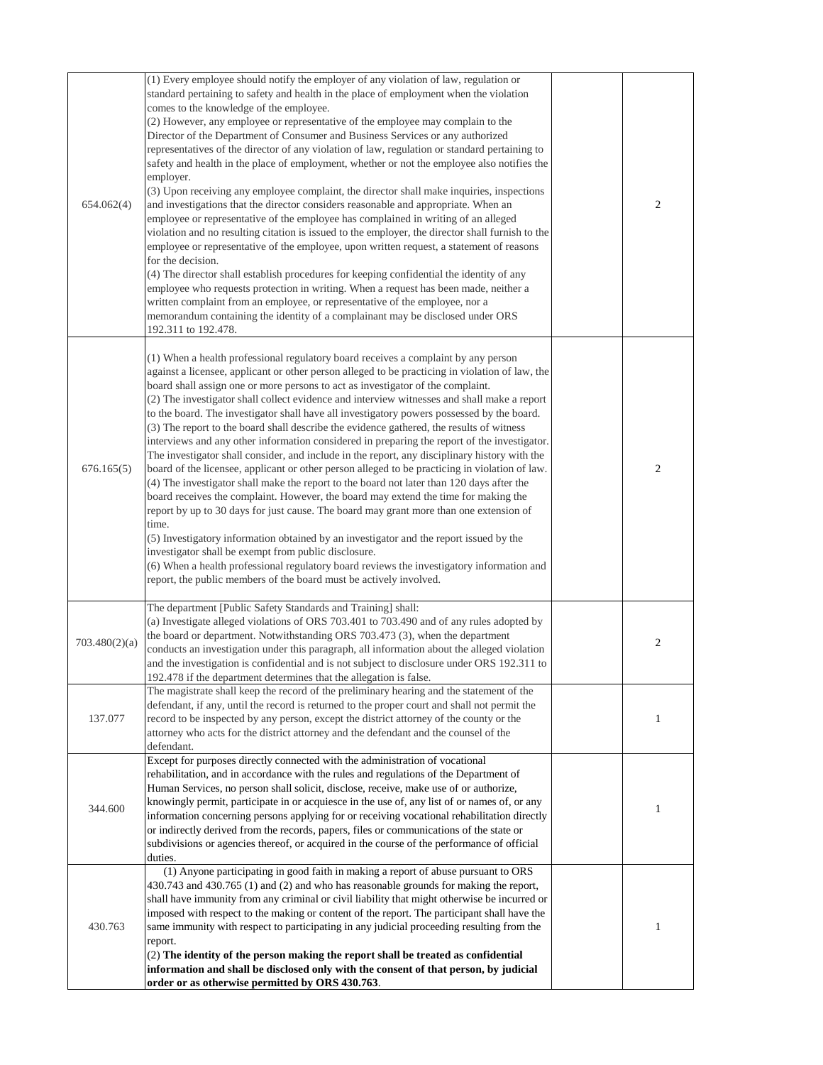| | | | |
|---|---|---|---|
| 654.062(4) | (1) Every employee should notify the employer of any violation of law, regulation or standard pertaining to safety and health in the place of employment when the violation comes to the knowledge of the employee.<br>(2) However, any employee or representative of the employee may complain to the Director of the Department of Consumer and Business Services or any authorized representatives of the director of any violation of law, regulation or standard pertaining to safety and health in the place of employment, whether or not the employee also notifies the employer.<br>(3) Upon receiving any employee complaint, the director shall make inquiries, inspections and investigations that the director considers reasonable and appropriate. When an employee or representative of the employee has complained in writing of an alleged violation and no resulting citation is issued to the employer, the director shall furnish to the employee or representative of the employee, upon written request, a statement of reasons for the decision.<br>(4) The director shall establish procedures for keeping confidential the identity of any employee who requests protection in writing. When a request has been made, neither a written complaint from an employee, or representative of the employee, nor a memorandum containing the identity of a complainant may be disclosed under ORS 192.311 to 192.478. | | 2 |
| 676.165(5) | (1) When a health professional regulatory board receives a complaint by any person against a licensee, applicant or other person alleged to be practicing in violation of law, the board shall assign one or more persons to act as investigator of the complaint.<br>(2) The investigator shall collect evidence and interview witnesses and shall make a report to the board. The investigator shall have all investigatory powers possessed by the board.<br>(3) The report to the board shall describe the evidence gathered, the results of witness interviews and any other information considered in preparing the report of the investigator. The investigator shall consider, and include in the report, any disciplinary history with the board of the licensee, applicant or other person alleged to be practicing in violation of law.<br>(4) The investigator shall make the report to the board not later than 120 days after the board receives the complaint. However, the board may extend the time for making the report by up to 30 days for just cause. The board may grant more than one extension of time.<br>(5) Investigatory information obtained by an investigator and the report issued by the investigator shall be exempt from public disclosure.<br>(6) When a health professional regulatory board reviews the investigatory information and report, the public members of the board must be actively involved. | | 2 |
| 703.480(2)(a) | The department [Public Safety Standards and Training] shall:<br>(a) Investigate alleged violations of ORS 703.401 to 703.490 and of any rules adopted by the board or department. Notwithstanding ORS 703.473 (3), when the department conducts an investigation under this paragraph, all information about the alleged violation and the investigation is confidential and is not subject to disclosure under ORS 192.311 to 192.478 if the department determines that the allegation is false. | | 2 |
| 137.077 | The magistrate shall keep the record of the preliminary hearing and the statement of the defendant, if any, until the record is returned to the proper court and shall not permit the record to be inspected by any person, except the district attorney of the county or the attorney who acts for the district attorney and the defendant and the counsel of the defendant. | | 1 |
| 344.600 | Except for purposes directly connected with the administration of vocational rehabilitation, and in accordance with the rules and regulations of the Department of Human Services, no person shall solicit, disclose, receive, make use of or authorize, knowingly permit, participate in or acquiesce in the use of, any list of or names of, or any information concerning persons applying for or receiving vocational rehabilitation directly or indirectly derived from the records, papers, files or communications of the state or subdivisions or agencies thereof, or acquired in the course of the performance of official duties. | | 1 |
| 430.763 | (1) Anyone participating in good faith in making a report of abuse pursuant to ORS 430.743 and 430.765 (1) and (2) and who has reasonable grounds for making the report, shall have immunity from any criminal or civil liability that might otherwise be incurred or imposed with respect to the making or content of the report. The participant shall have the same immunity with respect to participating in any judicial proceeding resulting from the report.<br>(2) **The identity of the person making the report shall be treated as confidential information and shall be disclosed only with the consent of that person, by judicial order or as otherwise permitted by ORS 430.763**. | | 1 |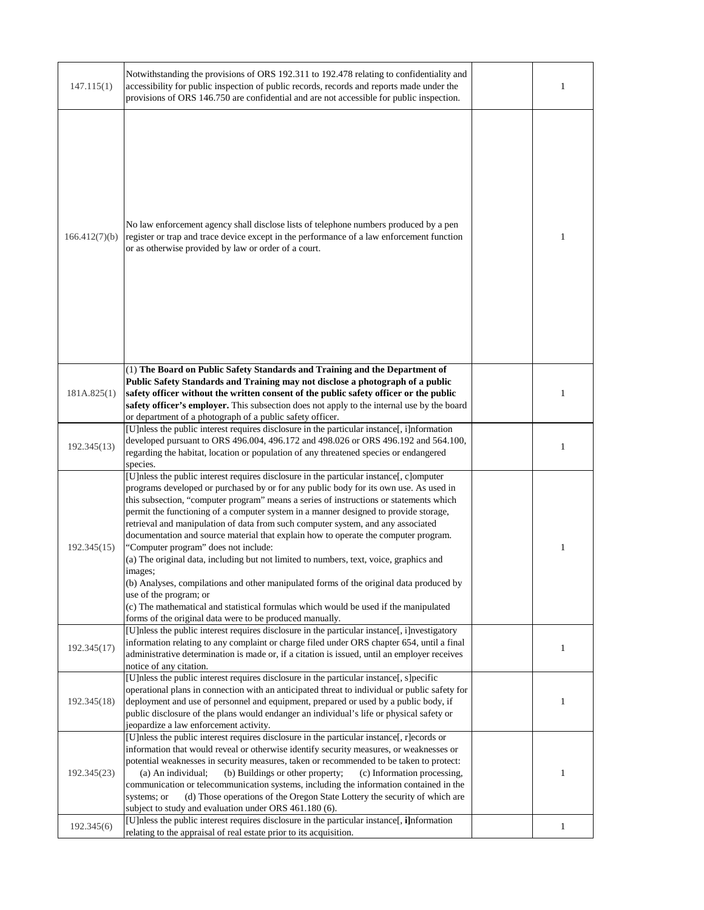| | | | |
|---|---|---|---|
| 147.115(1) | Notwithstanding the provisions of ORS 192.311 to 192.478 relating to confidentiality and accessibility for public inspection of public records, records and reports made under the provisions of ORS 146.750 are confidential and are not accessible for public inspection. | | 1 |
| 166.412(7)(b) | No law enforcement agency shall disclose lists of telephone numbers produced by a pen register or trap and trace device except in the performance of a law enforcement function or as otherwise provided by law or order of a court. | | 1 |
| 181A.825(1) | (1) **The Board on Public Safety Standards and Training and the Department of Public Safety Standards and Training may not disclose a photograph of a public safety officer without the written consent of the public safety officer or the public safety officer's employer.** This subsection does not apply to the internal use by the board or department of a photograph of a public safety officer. | | 1 |
| 192.345(13) | [U]nless the public interest requires disclosure in the particular instance[, i]nformation developed pursuant to ORS 496.004, 496.172 and 498.026 or ORS 496.192 and 564.100, regarding the habitat, location or population of any threatened species or endangered species. | | 1 |
| 192.345(15) | [U]nless the public interest requires disclosure in the particular instance[, c]omputer programs developed or purchased by or for any public body for its own use. As used in this subsection, "computer program" means a series of instructions or statements which permit the functioning of a computer system in a manner designed to provide storage, retrieval and manipulation of data from such computer system, and any associated documentation and source material that explain how to operate the computer program. "Computer program" does not include:<br>(a) The original data, including but not limited to numbers, text, voice, graphics and images;<br>(b) Analyses, compilations and other manipulated forms of the original data produced by use of the program; or<br>(c) The mathematical and statistical formulas which would be used if the manipulated forms of the original data were to be produced manually. | | 1 |
| 192.345(17) | [U]nless the public interest requires disclosure in the particular instance[, i]nvestigatory information relating to any complaint or charge filed under ORS chapter 654, until a final administrative determination is made or, if a citation is issued, until an employer receives notice of any citation. | | 1 |
| 192.345(18) | [U]nless the public interest requires disclosure in the particular instance[, s]pecific operational plans in connection with an anticipated threat to individual or public safety for deployment and use of personnel and equipment, prepared or used by a public body, if public disclosure of the plans would endanger an individual's life or physical safety or jeopardize a law enforcement activity. | | 1 |
| 192.345(23) | [U]nless the public interest requires disclosure in the particular instance[, r]ecords or information that would reveal or otherwise identify security measures, or weaknesses or potential weaknesses in security measures, taken or recommended to be taken to protect: (a) An individual; (b) Buildings or other property; (c) Information processing, communication or telecommunication systems, including the information contained in the systems; or (d) Those operations of the Oregon State Lottery the security of which are subject to study and evaluation under ORS 461.180 (6). | | 1 |
| 192.345(6) | [U]nless the public interest requires disclosure in the particular instance[, **i]**nformation relating to the appraisal of real estate prior to its acquisition. | | 1 |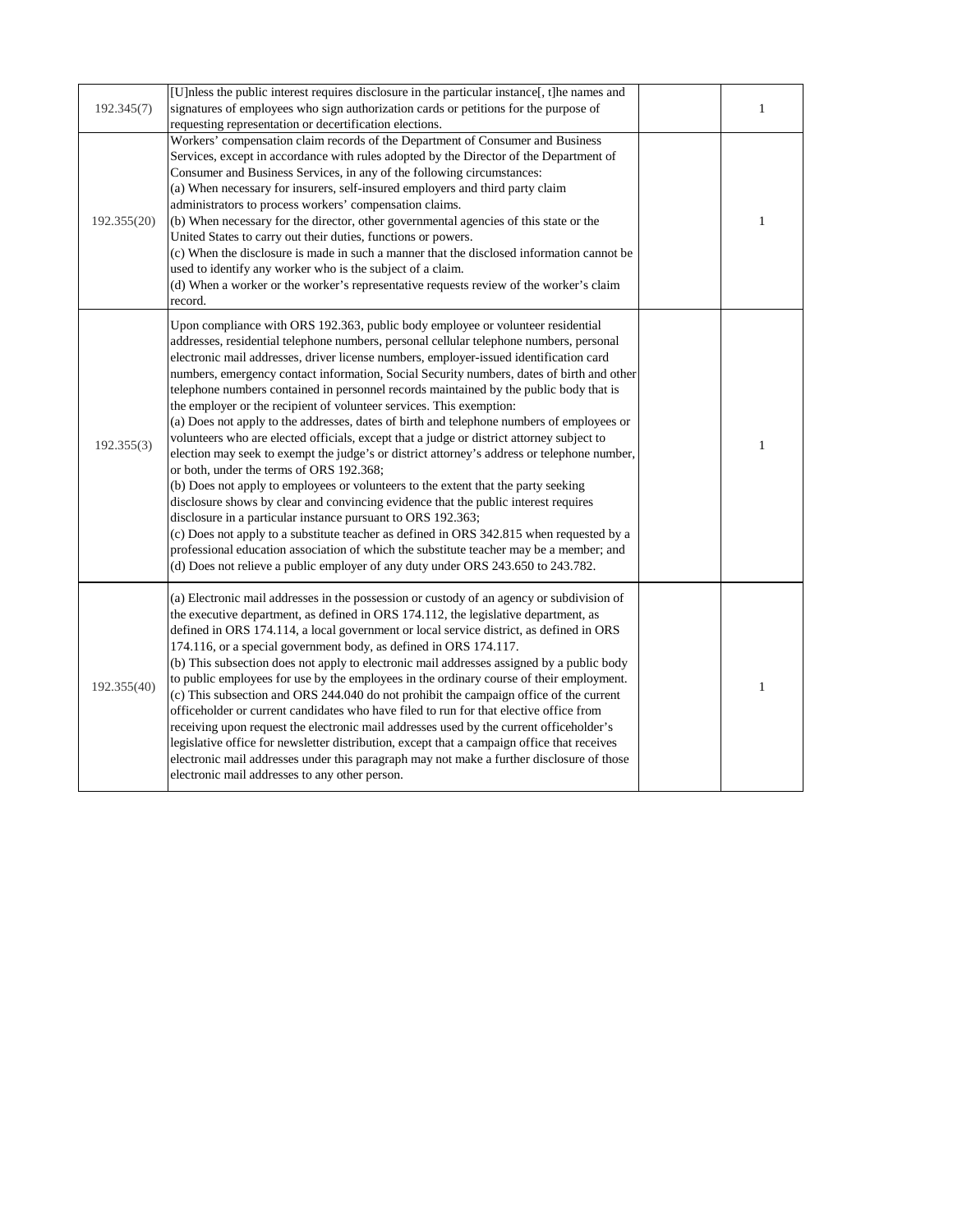| | | | |
|---|---|---|---|
| 192.345(7) | [U]nless the public interest requires disclosure in the particular instance[, t]he names and signatures of employees who sign authorization cards or petitions for the purpose of requesting representation or decertification elections. | | 1 |
| 192.355(20) | Workers' compensation claim records of the Department of Consumer and Business Services, except in accordance with rules adopted by the Director of the Department of Consumer and Business Services, in any of the following circumstances:<br>(a) When necessary for insurers, self-insured employers and third party claim administrators to process workers' compensation claims.<br>(b) When necessary for the director, other governmental agencies of this state or the United States to carry out their duties, functions or powers.<br>(c) When the disclosure is made in such a manner that the disclosed information cannot be used to identify any worker who is the subject of a claim.<br>(d) When a worker or the worker's representative requests review of the worker's claim record. | | 1 |
| 192.355(3) | Upon compliance with ORS 192.363, public body employee or volunteer residential addresses, residential telephone numbers, personal cellular telephone numbers, personal electronic mail addresses, driver license numbers, employer-issued identification card numbers, emergency contact information, Social Security numbers, dates of birth and other telephone numbers contained in personnel records maintained by the public body that is the employer or the recipient of volunteer services. This exemption:<br>(a) Does not apply to the addresses, dates of birth and telephone numbers of employees or volunteers who are elected officials, except that a judge or district attorney subject to election may seek to exempt the judge's or district attorney's address or telephone number, or both, under the terms of ORS 192.368;<br>(b) Does not apply to employees or volunteers to the extent that the party seeking disclosure shows by clear and convincing evidence that the public interest requires disclosure in a particular instance pursuant to ORS 192.363;<br>(c) Does not apply to a substitute teacher as defined in ORS 342.815 when requested by a professional education association of which the substitute teacher may be a member; and<br>(d) Does not relieve a public employer of any duty under ORS 243.650 to 243.782. | | 1 |
| 192.355(40) | (a) Electronic mail addresses in the possession or custody of an agency or subdivision of the executive department, as defined in ORS 174.112, the legislative department, as defined in ORS 174.114, a local government or local service district, as defined in ORS 174.116, or a special government body, as defined in ORS 174.117.<br>(b) This subsection does not apply to electronic mail addresses assigned by a public body to public employees for use by the employees in the ordinary course of their employment.<br>(c) This subsection and ORS 244.040 do not prohibit the campaign office of the current officeholder or current candidates who have filed to run for that elective office from receiving upon request the electronic mail addresses used by the current officeholder's legislative office for newsletter distribution, except that a campaign office that receives electronic mail addresses under this paragraph may not make a further disclosure of those electronic mail addresses to any other person. | | 1 |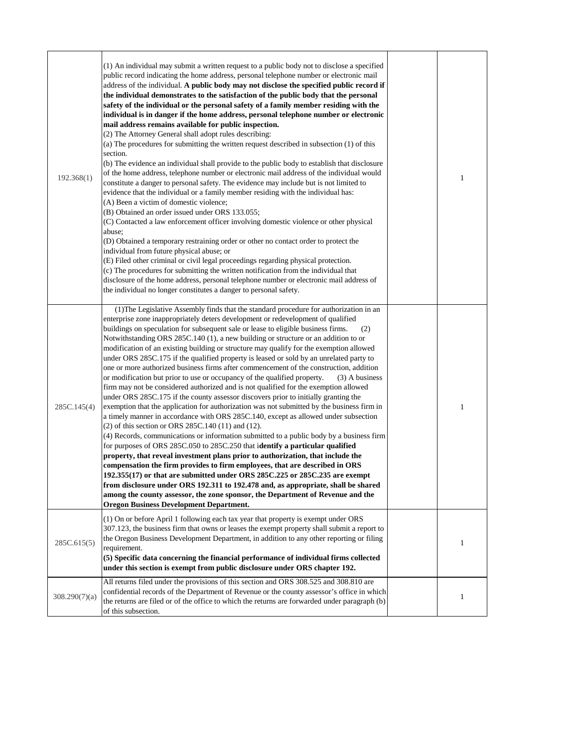| | | | |
|---|---|---|---|
| 192.368(1) | (1) An individual may submit a written request to a public body not to disclose a specified public record indicating the home address, personal telephone number or electronic mail address of the individual. **A public body may not disclose the specified public record if the individual demonstrates to the satisfaction of the public body that the personal safety of the individual or the personal safety of a family member residing with the individual is in danger if the home address, personal telephone number or electronic mail address remains available for public inspection.**<br>(2) The Attorney General shall adopt rules describing:<br>(a) The procedures for submitting the written request described in subsection (1) of this section.<br>(b) The evidence an individual shall provide to the public body to establish that disclosure of the home address, telephone number or electronic mail address of the individual would constitute a danger to personal safety. The evidence may include but is not limited to evidence that the individual or a family member residing with the individual has:<br>(A) Been a victim of domestic violence;<br>(B) Obtained an order issued under ORS 133.055;<br>(C) Contacted a law enforcement officer involving domestic violence or other physical abuse;<br>(D) Obtained a temporary restraining order or other no contact order to protect the individual from future physical abuse; or<br>(E) Filed other criminal or civil legal proceedings regarding physical protection.<br>(c) The procedures for submitting the written notification from the individual that disclosure of the home address, personal telephone number or electronic mail address of the individual no longer constitutes a danger to personal safety. | | 1 |
| 285C.145(4) | (1)The Legislative Assembly finds that the standard procedure for authorization in an enterprise zone inappropriately deters development or redevelopment of qualified buildings on speculation for subsequent sale or lease to eligible business firms. (2) Notwithstanding ORS 285C.140 (1), a new building or structure or an addition to or modification of an existing building or structure may qualify for the exemption allowed under ORS 285C.175 if the qualified property is leased or sold by an unrelated party to one or more authorized business firms after commencement of the construction, addition or modification but prior to use or occupancy of the qualified property. (3) A business firm may not be considered authorized and is not qualified for the exemption allowed under ORS 285C.175 if the county assessor discovers prior to initially granting the exemption that the application for authorization was not submitted by the business firm in a timely manner in accordance with ORS 285C.140, except as allowed under subsection (2) of this section or ORS 285C.140 (11) and (12).<br>(4) Records, communications or information submitted to a public body by a business firm for purposes of ORS 285C.050 to 285C.250 that i**dentify a particular qualified property, that reveal investment plans prior to authorization, that include the compensation the firm provides to firm employees, that are described in ORS 192.355(17) or that are submitted under ORS 285C.225 or 285C.235 are exempt from disclosure under ORS 192.311 to 192.478 and, as appropriate, shall be shared among the county assessor, the zone sponsor, the Department of Revenue and the Oregon Business Development Department.** | | 1 |
| 285C.615(5) | (1) On or before April 1 following each tax year that property is exempt under ORS 307.123, the business firm that owns or leases the exempt property shall submit a report to the Oregon Business Development Department, in addition to any other reporting or filing requirement.<br>**(5) Specific data concerning the financial performance of individual firms collected under this section is exempt from public disclosure under ORS chapter 192.** | | 1 |
| 308.290(7)(a) | All returns filed under the provisions of this section and ORS 308.525 and 308.810 are confidential records of the Department of Revenue or the county assessor's office in which the returns are filed or of the office to which the returns are forwarded under paragraph (b) of this subsection. | | 1 |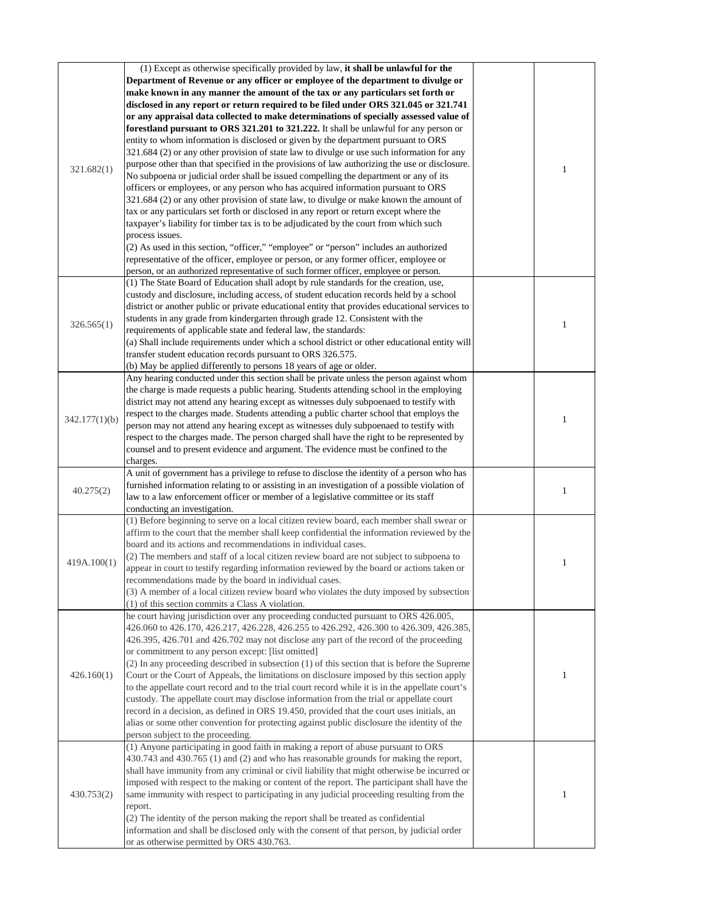| | | | |
|---|---|---|---|
| 321.682(1) | (1) Except as otherwise specifically provided by law, **it shall be unlawful for the Department of Revenue or any officer or employee of the department to divulge or make known in any manner the amount of the tax or any particulars set forth or disclosed in any report or return required to be filed under ORS 321.045 or 321.741 or any appraisal data collected to make determinations of specially assessed value of forestland pursuant to ORS 321.201 to 321.222.** It shall be unlawful for any person or entity to whom information is disclosed or given by the department pursuant to ORS 321.684 (2) or any other provision of state law to divulge or use such information for any purpose other than that specified in the provisions of law authorizing the use or disclosure. No subpoena or judicial order shall be issued compelling the department or any of its officers or employees, or any person who has acquired information pursuant to ORS 321.684 (2) or any other provision of state law, to divulge or make known the amount of tax or any particulars set forth or disclosed in any report or return except where the taxpayer's liability for timber tax is to be adjudicated by the court from which such process issues.<br>(2) As used in this section, "officer," "employee" or "person" includes an authorized representative of the officer, employee or person, or any former officer, employee or person, or an authorized representative of such former officer, employee or person. | | 1 |
| 326.565(1) | (1) The State Board of Education shall adopt by rule standards for the creation, use, custody and disclosure, including access, of student education records held by a school district or another public or private educational entity that provides educational services to students in any grade from kindergarten through grade 12. Consistent with the requirements of applicable state and federal law, the standards:<br>(a) Shall include requirements under which a school district or other educational entity will transfer student education records pursuant to ORS 326.575.<br>(b) May be applied differently to persons 18 years of age or older. | | 1 |
| 342.177(1)(b) | Any hearing conducted under this section shall be private unless the person against whom the charge is made requests a public hearing. Students attending school in the employing district may not attend any hearing except as witnesses duly subpoenaed to testify with respect to the charges made. Students attending a public charter school that employs the person may not attend any hearing except as witnesses duly subpoenaed to testify with respect to the charges made. The person charged shall have the right to be represented by counsel and to present evidence and argument. The evidence must be confined to the charges. | | 1 |
| 40.275(2) | A unit of government has a privilege to refuse to disclose the identity of a person who has furnished information relating to or assisting in an investigation of a possible violation of law to a law enforcement officer or member of a legislative committee or its staff conducting an investigation. | | 1 |
| 419A.100(1) | (1) Before beginning to serve on a local citizen review board, each member shall swear or affirm to the court that the member shall keep confidential the information reviewed by the board and its actions and recommendations in individual cases.<br>(2) The members and staff of a local citizen review board are not subject to subpoena to appear in court to testify regarding information reviewed by the board or actions taken or recommendations made by the board in individual cases.<br>(3) A member of a local citizen review board who violates the duty imposed by subsection (1) of this section commits a Class A violation. | | 1 |
| 426.160(1) | he court having jurisdiction over any proceeding conducted pursuant to ORS 426.005, 426.060 to 426.170, 426.217, 426.228, 426.255 to 426.292, 426.300 to 426.309, 426.385, 426.395, 426.701 and 426.702 may not disclose any part of the record of the proceeding or commitment to any person except: [list omitted]<br>(2) In any proceeding described in subsection (1) of this section that is before the Supreme Court or the Court of Appeals, the limitations on disclosure imposed by this section apply to the appellate court record and to the trial court record while it is in the appellate court's custody. The appellate court may disclose information from the trial or appellate court record in a decision, as defined in ORS 19.450, provided that the court uses initials, an alias or some other convention for protecting against public disclosure the identity of the person subject to the proceeding. | | 1 |
| 430.753(2) | (1) Anyone participating in good faith in making a report of abuse pursuant to ORS 430.743 and 430.765 (1) and (2) and who has reasonable grounds for making the report, shall have immunity from any criminal or civil liability that might otherwise be incurred or imposed with respect to the making or content of the report. The participant shall have the same immunity with respect to participating in any judicial proceeding resulting from the report.<br>(2) The identity of the person making the report shall be treated as confidential information and shall be disclosed only with the consent of that person, by judicial order or as otherwise permitted by ORS 430.763. | | 1 |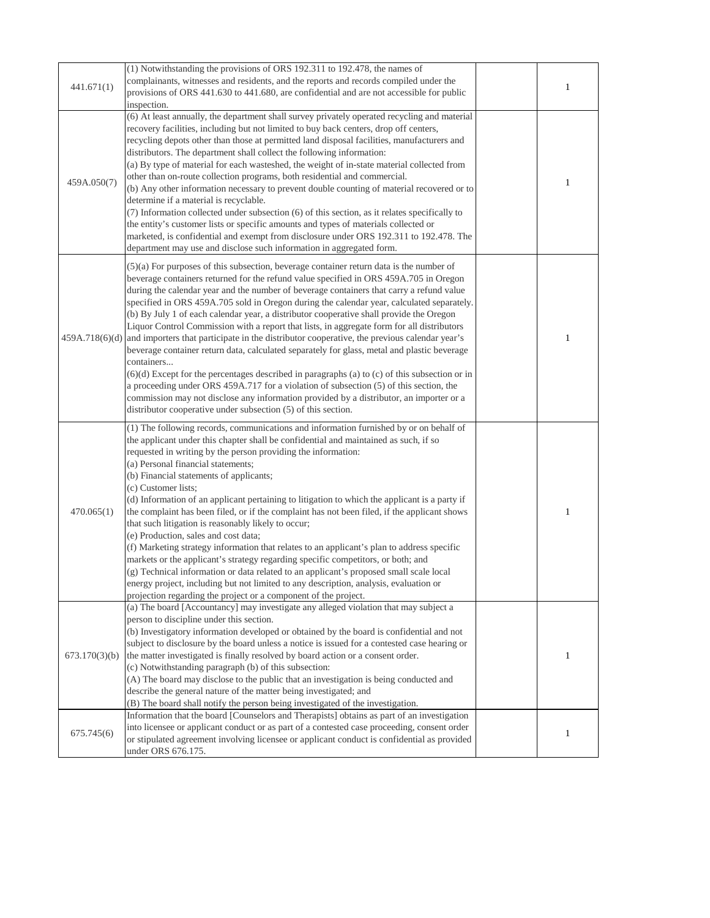| | | | |
|---|---|---|---|
| 441.671(1) | (1) Notwithstanding the provisions of ORS 192.311 to 192.478, the names of complainants, witnesses and residents, and the reports and records compiled under the provisions of ORS 441.630 to 441.680, are confidential and are not accessible for public inspection. | | 1 |
| 459A.050(7) | (6) At least annually, the department shall survey privately operated recycling and material recovery facilities, including but not limited to buy back centers, drop off centers, recycling depots other than those at permitted land disposal facilities, manufacturers and distributors. The department shall collect the following information:<br>(a) By type of material for each wasteshed, the weight of in-state material collected from other than on-route collection programs, both residential and commercial.<br>(b) Any other information necessary to prevent double counting of material recovered or to determine if a material is recyclable.<br>(7) Information collected under subsection (6) of this section, as it relates specifically to the entity's customer lists or specific amounts and types of materials collected or marketed, is confidential and exempt from disclosure under ORS 192.311 to 192.478. The department may use and disclose such information in aggregated form. | | 1 |
| 459A.718(6)(d) | (5)(a) For purposes of this subsection, beverage container return data is the number of beverage containers returned for the refund value specified in ORS 459A.705 in Oregon during the calendar year and the number of beverage containers that carry a refund value specified in ORS 459A.705 sold in Oregon during the calendar year, calculated separately.<br>(b) By July 1 of each calendar year, a distributor cooperative shall provide the Oregon Liquor Control Commission with a report that lists, in aggregate form for all distributors and importers that participate in the distributor cooperative, the previous calendar year's beverage container return data, calculated separately for glass, metal and plastic beverage containers...<br>(6)(d) Except for the percentages described in paragraphs (a) to (c) of this subsection or in a proceeding under ORS 459A.717 for a violation of subsection (5) of this section, the commission may not disclose any information provided by a distributor, an importer or a distributor cooperative under subsection (5) of this section. | | 1 |
| 470.065(1) | (1) The following records, communications and information furnished by or on behalf of the applicant under this chapter shall be confidential and maintained as such, if so requested in writing by the person providing the information:<br>(a) Personal financial statements;<br>(b) Financial statements of applicants;<br>(c) Customer lists;<br>(d) Information of an applicant pertaining to litigation to which the applicant is a party if the complaint has been filed, or if the complaint has not been filed, if the applicant shows that such litigation is reasonably likely to occur;<br>(e) Production, sales and cost data;<br>(f) Marketing strategy information that relates to an applicant's plan to address specific markets or the applicant's strategy regarding specific competitors, or both; and<br>(g) Technical information or data related to an applicant's proposed small scale local energy project, including but not limited to any description, analysis, evaluation or projection regarding the project or a component of the project. | | 1 |
| 673.170(3)(b) | (a) The board [Accountancy] may investigate any alleged violation that may subject a person to discipline under this section.<br>(b) Investigatory information developed or obtained by the board is confidential and not subject to disclosure by the board unless a notice is issued for a contested case hearing or the matter investigated is finally resolved by board action or a consent order.<br>(c) Notwithstanding paragraph (b) of this subsection:<br>(A) The board may disclose to the public that an investigation is being conducted and describe the general nature of the matter being investigated; and<br>(B) The board shall notify the person being investigated of the investigation. | | 1 |
| 675.745(6) | Information that the board [Counselors and Therapists] obtains as part of an investigation into licensee or applicant conduct or as part of a contested case proceeding, consent order or stipulated agreement involving licensee or applicant conduct is confidential as provided under ORS 676.175. | | 1 |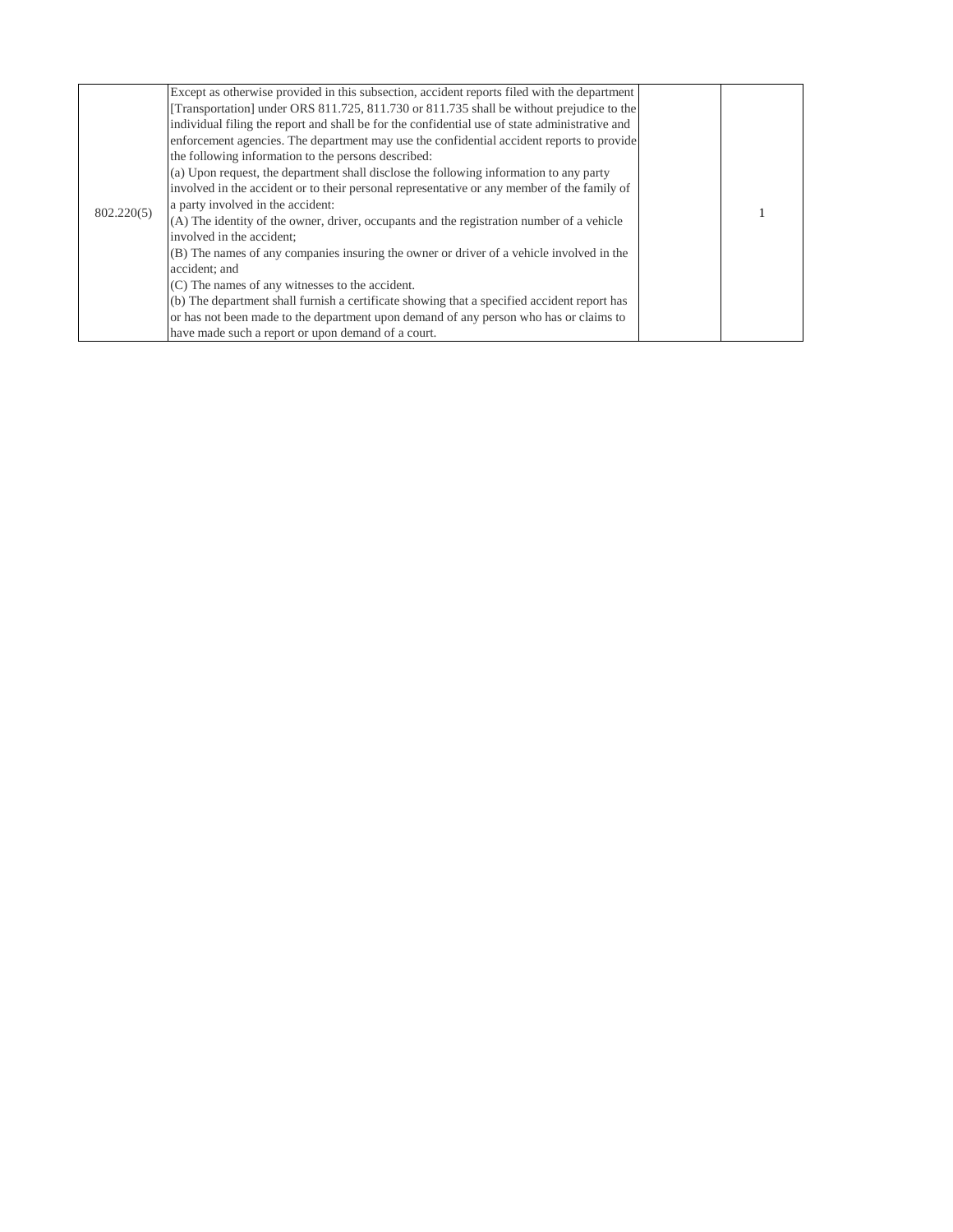| | | | |
|---|---|---|---|
| 802.220(5) | Except as otherwise provided in this subsection, accident reports filed with the department [Transportation] under ORS 811.725, 811.730 or 811.735 shall be without prejudice to the individual filing the report and shall be for the confidential use of state administrative and enforcement agencies. The department may use the confidential accident reports to provide the following information to the persons described:<br>(a) Upon request, the department shall disclose the following information to any party involved in the accident or to their personal representative or any member of the family of a party involved in the accident:<br>(A) The identity of the owner, driver, occupants and the registration number of a vehicle involved in the accident;<br>(B) The names of any companies insuring the owner or driver of a vehicle involved in the accident; and<br>(C) The names of any witnesses to the accident.<br>(b) The department shall furnish a certificate showing that a specified accident report has or has not been made to the department upon demand of any person who has or claims to have made such a report or upon demand of a court. | | 1 |